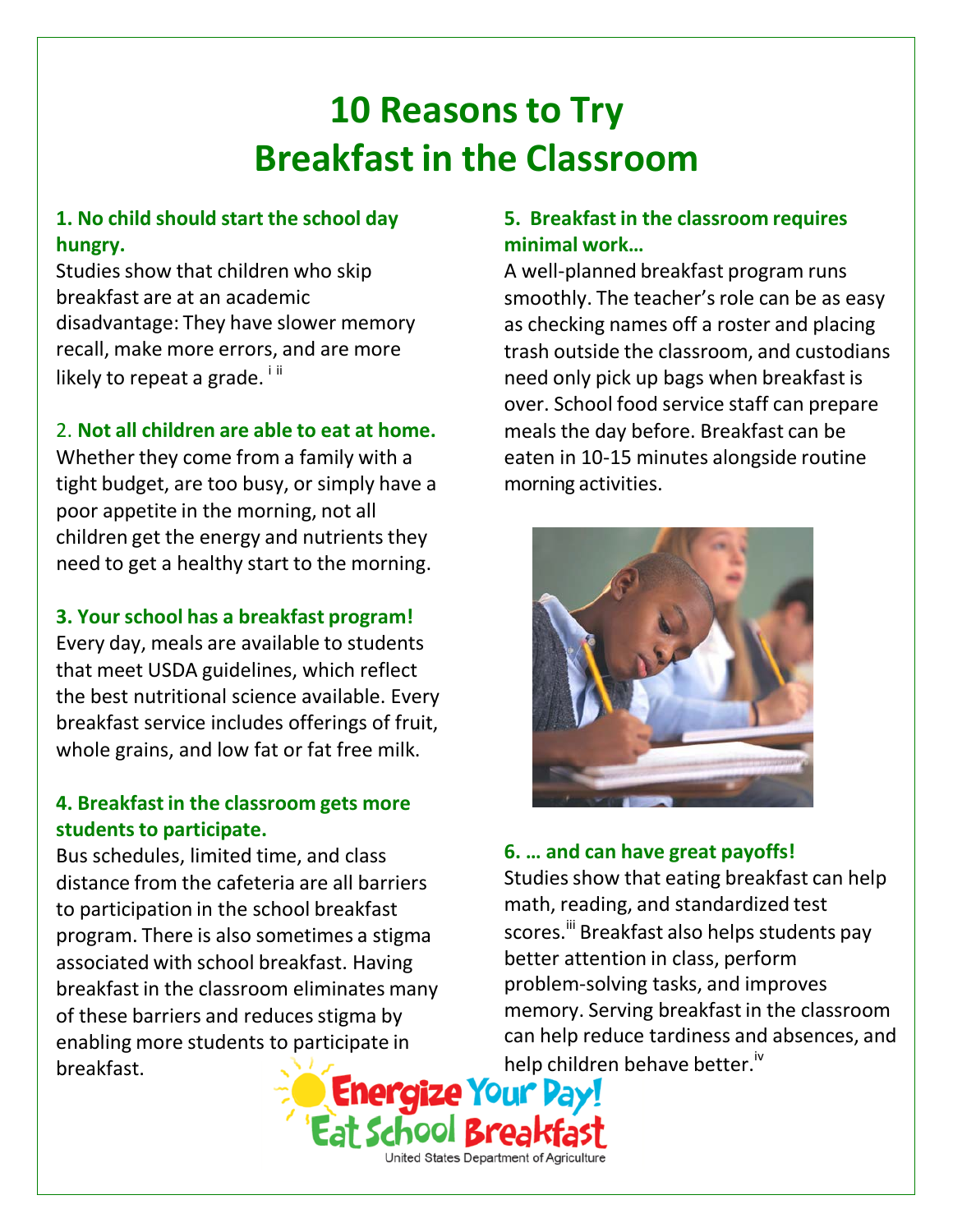# 10 Reasons to Try Breakfast in the Classroom

**1. No child should start the school day hungry.**

Studies show that children who skip breakfast are at an academic disadvantage: They have slower memory recall, make more errors, and are more likely to repeat a grade.[i ii]

2. **Not all children are able to eat at home.**

Whether they come from a family with a tight budget, are too busy, or simply have a poor appetite in the morning, not all children get the energy and nutrients they need to get a healthy start to the morning.

**3. Your school has a breakfast program!**

Every day, meals are available to students that meet USDA guidelines, which reflect the best nutritional science available. Every breakfast service includes offerings of fruit, whole grains, and low fat or fat free milk.

**4. Breakfast in the classroom gets more students to participate.**

Bus schedules, limited time, and class distance from the cafeteria are all barriers to participation in the school breakfast program. There is also sometimes a stigma associated with school breakfast. Having breakfast in the classroom eliminates many of these barriers and reduces stigma by enabling more students to participate in breakfast.

**5. Breakfast in the classroom requires minimal work…**

A well-planned breakfast program runs smoothly. The teacher's role can be as easy as checking names off a roster and placing trash outside the classroom, and custodians need only pick up bags when breakfast is over. School food service staff can prepare meals the day before. Breakfast can be eaten in 10-15 minutes alongside routine morning activities.

**6. … and can have great payoffs!**

Studies show that eating breakfast can help math, reading, and standardized test scores.[iii] Breakfast also helps students pay better attention in class, perform problem-solving tasks, and improves memory. Serving breakfast in the classroom can help reduce tardiness and absences, and help children behave better.[iv]

Energize Your Day! Eat School Breakfast

United States Department of Agriculture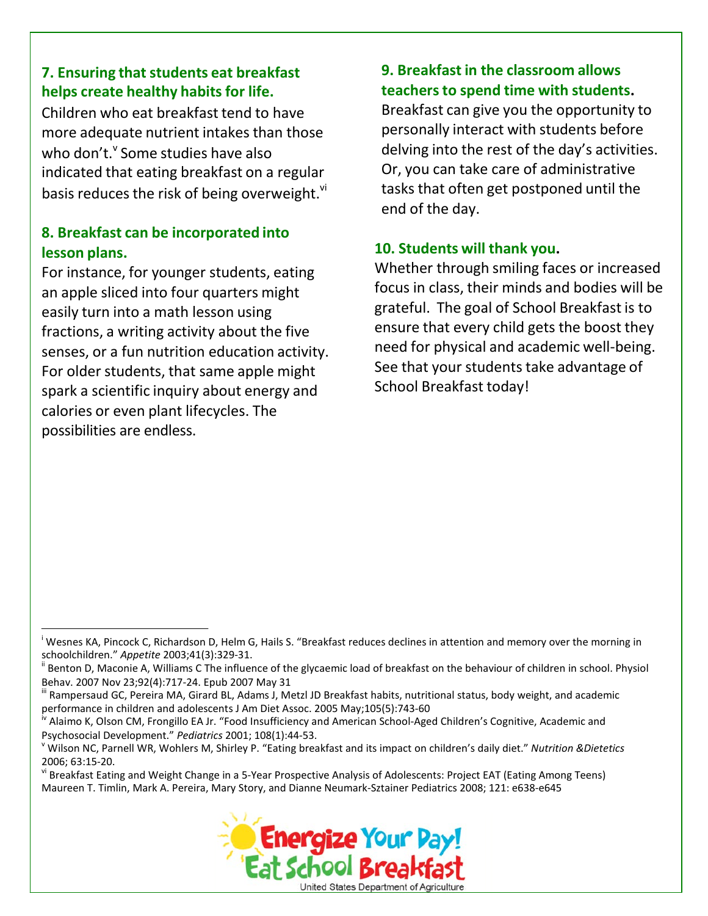## 7. Ensuring that students eat breakfast helps create healthy habits for life.

Children who eat breakfast tend to have more adequate nutrient intakes than those who don't.[v] Some studies have also indicated that eating breakfast on a regular basis reduces the risk of being overweight.[vi]

## 8. Breakfast can be incorporated into lesson plans.

For instance, for younger students, eating an apple sliced into four quarters might easily turn into a math lesson using fractions, a writing activity about the five senses, or a fun nutrition education activity. For older students, that same apple might spark a scientific inquiry about energy and calories or even plant lifecycles. The possibilities are endless.

## 9. Breakfast in the classroom allows teachers to spend time with students.

Breakfast can give you the opportunity to personally interact with students before delving into the rest of the day's activities. Or, you can take care of administrative tasks that often get postponed until the end of the day.

## 10. Students will thank you.

Whether through smiling faces or increased focus in class, their minds and bodies will be grateful. The goal of School Breakfast is to ensure that every child gets the boost they need for physical and academic well-being. See that your students take advantage of School Breakfast today!

---

[i] Wesnes KA, Pincock C, Richardson D, Helm G, Hails S. "Breakfast reduces declines in attention and memory over the morning in schoolchildren." *Appetite* 2003;41(3):329-31.

[ii] Benton D, Maconie A, Williams C The influence of the glycaemic load of breakfast on the behaviour of children in school. Physiol Behav. 2007 Nov 23;92(4):717-24. Epub 2007 May 31

[iii] Rampersaud GC, Pereira MA, Girard BL, Adams J, Metzl JD Breakfast habits, nutritional status, body weight, and academic performance in children and adolescents J Am Diet Assoc. 2005 May;105(5):743-60

[iv] Alaimo K, Olson CM, Frongillo EA Jr. "Food Insufficiency and American School-Aged Children's Cognitive, Academic and Psychosocial Development." *Pediatrics* 2001; 108(1):44-53.

[v] Wilson NC, Parnell WR, Wohlers M, Shirley P. "Eating breakfast and its impact on children's daily diet." *Nutrition &Dietetics* 2006; 63:15-20.

[vi] Breakfast Eating and Weight Change in a 5-Year Prospective Analysis of Adolescents: Project EAT (Eating Among Teens) Maureen T. Timlin, Mark A. Pereira, Mary Story, and Dianne Neumark-Sztainer Pediatrics 2008; 121: e638-e645

Energize Your Day! Eat School Breakfast

United States Department of Agriculture